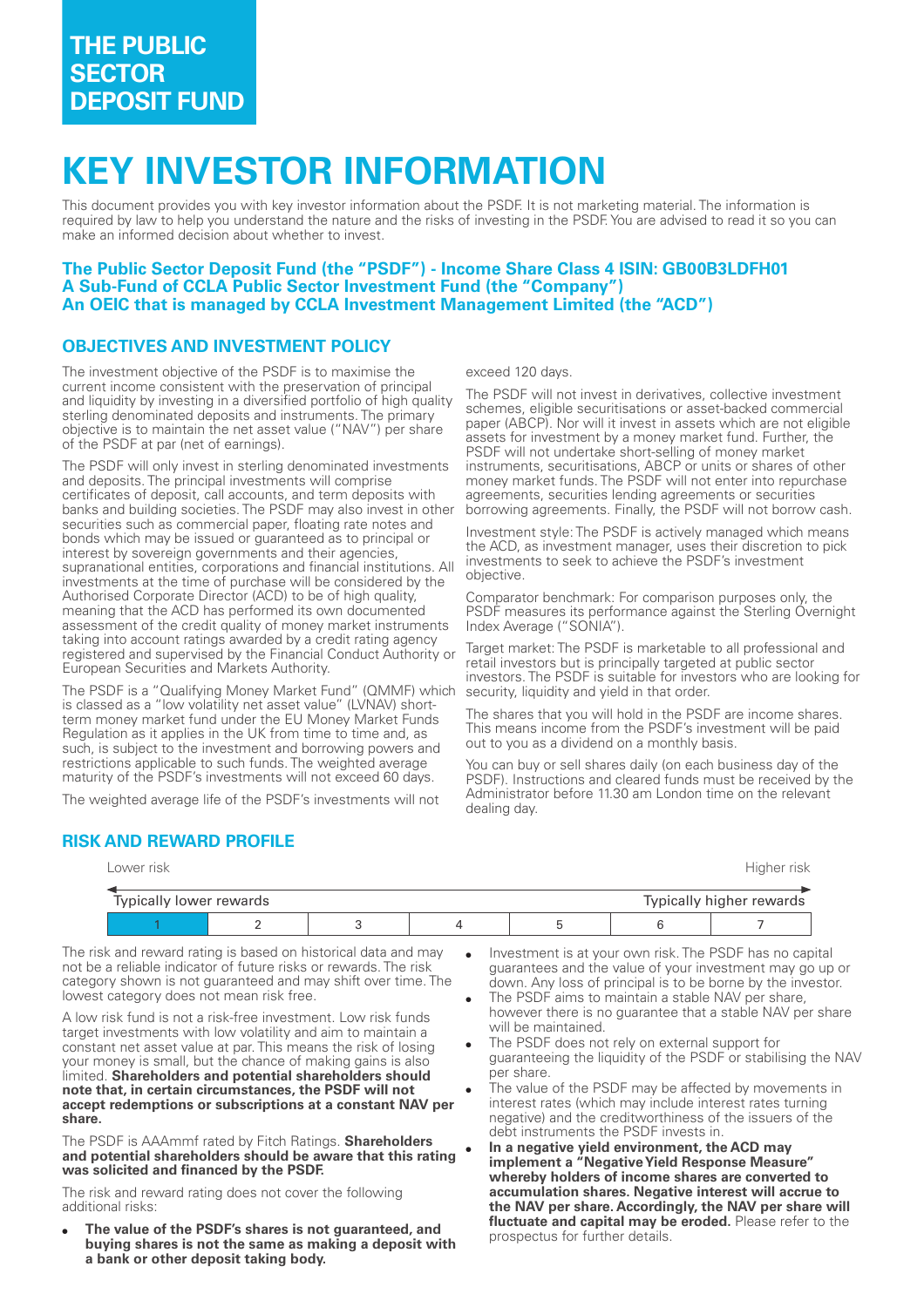# THE PUBLIC SECTOR DEPOSIT FUND

# KEY INVESTOR INFORMATION

This document provides you with key investor information about the PSDF. It is not marketing material. The information is required by law to help you understand the nature and the risks of investing in the PSDF. You are advised to read it so you can make an informed decision about whether to invest.

**The Public Sector Deposit Fund (the "PSDF") - Income Share Class 4 ISIN: GB00B3LDFH01**
**A Sub-Fund of CCLA Public Sector Investment Fund (the "Company")**
**An OEIC that is managed by CCLA Investment Management Limited (the "ACD")**

## OBJECTIVES AND INVESTMENT POLICY

The investment objective of the PSDF is to maximise the current income consistent with the preservation of principal and liquidity by investing in a diversified portfolio of high quality sterling denominated deposits and instruments. The primary objective is to maintain the net asset value ("NAV") per share of the PSDF at par (net of earnings).

The PSDF will only invest in sterling denominated investments and deposits. The principal investments will comprise certificates of deposit, call accounts, and term deposits with banks and building societies. The PSDF may also invest in other securities such as commercial paper, floating rate notes and bonds which may be issued or guaranteed as to principal or interest by sovereign governments and their agencies, supranational entities, corporations and financial institutions. All investments at the time of purchase will be considered by the Authorised Corporate Director (ACD) to be of high quality, meaning that the ACD has performed its own documented assessment of the credit quality of money market instruments taking into account ratings awarded by a credit rating agency registered and supervised by the Financial Conduct Authority or European Securities and Markets Authority.

The PSDF is a "Qualifying Money Market Fund" (QMMF) which is classed as a "low volatility net asset value" (LVNAV) short-term money market fund under the EU Money Market Funds Regulation as it applies in the UK from time to time and, as such, is subject to the investment and borrowing powers and restrictions applicable to such funds. The weighted average maturity of the PSDF's investments will not exceed 60 days.

The weighted average life of the PSDF's investments will not exceed 120 days.

The PSDF will not invest in derivatives, collective investment schemes, eligible securitisations or asset-backed commercial paper (ABCP). Nor will it invest in assets which are not eligible assets for investment by a money market fund. Further, the PSDF will not undertake short-selling of money market instruments, securitisations, ABCP or units or shares of other money market funds. The PSDF will not enter into repurchase agreements, securities lending agreements or securities borrowing agreements. Finally, the PSDF will not borrow cash.

Investment style: The PSDF is actively managed which means the ACD, as investment manager, uses their discretion to pick investments to seek to achieve the PSDF's investment objective.

Comparator benchmark: For comparison purposes only, the PSDF measures its performance against the Sterling Overnight Index Average ("SONIA").

Target market: The PSDF is marketable to all professional and retail investors but is principally targeted at public sector investors. The PSDF is suitable for investors who are looking for security, liquidity and yield in that order.

The shares that you will hold in the PSDF are income shares. This means income from the PSDF's investment will be paid out to you as a dividend on a monthly basis.

You can buy or sell shares daily (on each business day of the PSDF). Instructions and cleared funds must be received by the Administrator before 11.30 am London time on the relevant dealing day.

## RISK AND REWARD PROFILE

Lower risk ← → Higher risk

Typically lower rewards ← → Typically higher rewards

| **1** | 2 | 3 | 4 | 5 | 6 | 7 |
|---|---|---|---|---|---|---|

The risk and reward rating is based on historical data and may not be a reliable indicator of future risks or rewards. The risk category shown is not guaranteed and may shift over time. The lowest category does not mean risk free.

A low risk fund is not a risk-free investment. Low risk funds target investments with low volatility and aim to maintain a constant net asset value at par. This means the risk of losing your money is small, but the chance of making gains is also limited. **Shareholders and potential shareholders should note that, in certain circumstances, the PSDF will not accept redemptions or subscriptions at a constant NAV per share.**

The PSDF is AAAmmf rated by Fitch Ratings. **Shareholders and potential shareholders should be aware that this rating was solicited and financed by the PSDF.**

The risk and reward rating does not cover the following additional risks:

- **The value of the PSDF's shares is not guaranteed, and buying shares is not the same as making a deposit with a bank or other deposit taking body.**
- Investment is at your own risk. The PSDF has no capital guarantees and the value of your investment may go up or down. Any loss of principal is to be borne by the investor.
- The PSDF aims to maintain a stable NAV per share, however there is no guarantee that a stable NAV per share will be maintained.
- The PSDF does not rely on external support for guaranteeing the liquidity of the PSDF or stabilising the NAV per share.
- The value of the PSDF may be affected by movements in interest rates (which may include interest rates turning negative) and the creditworthiness of the issuers of the debt instruments the PSDF invests in.
- **In a negative yield environment, the ACD may implement a "Negative Yield Response Measure" whereby holders of income shares are converted to accumulation shares. Negative interest will accrue to the NAV per share. Accordingly, the NAV per share will fluctuate and capital may be eroded.** Please refer to the prospectus for further details.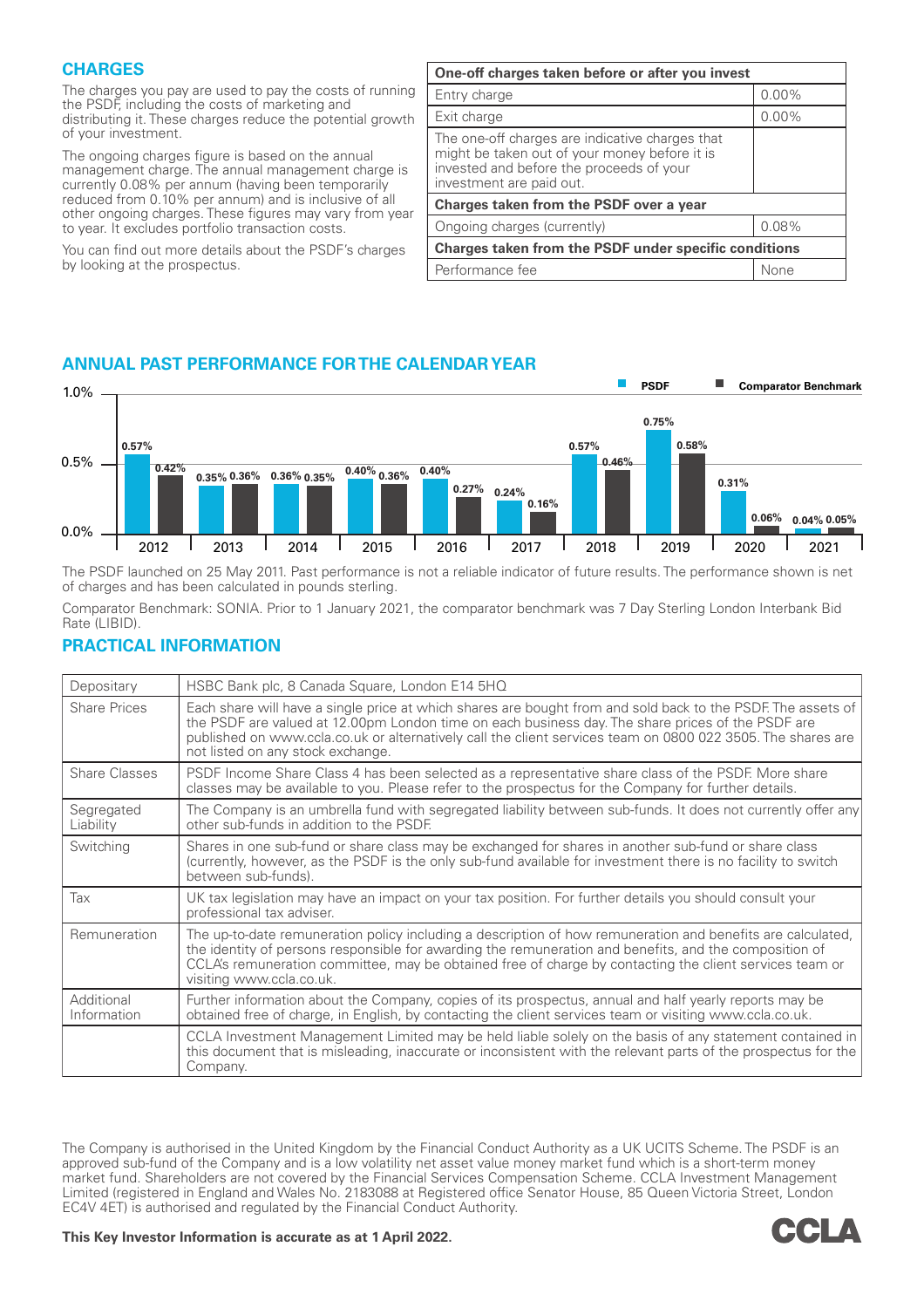## CHARGES

The charges you pay are used to pay the costs of running the PSDF, including the costs of marketing and distributing it. These charges reduce the potential growth of your investment.

The ongoing charges figure is based on the annual management charge. The annual management charge is currently 0.08% per annum (having been temporarily reduced from 0.10% per annum) and is inclusive of all other ongoing charges. These figures may vary from year to year. It excludes portfolio transaction costs.

You can find out more details about the PSDF's charges by looking at the prospectus.

| | |
|---|---|
| **One-off charges taken before or after you invest** | |
| Entry charge | 0.00% |
| Exit charge | 0.00% |
| The one-off charges are indicative charges that might be taken out of your money before it is invested and before the proceeds of your investment are paid out. | |
| **Charges taken from the PSDF over a year** | |
| Ongoing charges (currently) | 0.08% |
| **Charges taken from the PSDF under specific conditions** | |
| Performance fee | None |

## ANNUAL PAST PERFORMANCE FOR THE CALENDAR YEAR

PSDF
Comparator Benchmark

1.0%
0.5%
0.0%

2012: 0.57% 0.42%
2013: 0.35% 0.36%
2014: 0.36% 0.35%
2015: 0.40% 0.36%
2016: 0.40% 0.27%
2017: 0.24% 0.16%
2018: 0.57% 0.46%
2019: 0.75% 0.58%
2020: 0.31% 0.06%
2021: 0.04% 0.05%

The PSDF launched on 25 May 2011. Past performance is not a reliable indicator of future results. The performance shown is net of charges and has been calculated in pounds sterling.

Comparator Benchmark: SONIA. Prior to 1 January 2021, the comparator benchmark was 7 Day Sterling London Interbank Bid Rate (LIBID).

## PRACTICAL INFORMATION

| | |
|---|---|
| Depositary | HSBC Bank plc, 8 Canada Square, London E14 5HQ |
| Share Prices | Each share will have a single price at which shares are bought from and sold back to the PSDF. The assets of the PSDF are valued at 12.00pm London time on each business day. The share prices of the PSDF are published on www.ccla.co.uk or alternatively call the client services team on 0800 022 3505. The shares are not listed on any stock exchange. |
| Share Classes | PSDF Income Share Class 4 has been selected as a representative share class of the PSDF. More share classes may be available to you. Please refer to the prospectus for the Company for further details. |
| Segregated Liability | The Company is an umbrella fund with segregated liability between sub-funds. It does not currently offer any other sub-funds in addition to the PSDF. |
| Switching | Shares in one sub-fund or share class may be exchanged for shares in another sub-fund or share class (currently, however, as the PSDF is the only sub-fund available for investment there is no facility to switch between sub-funds). |
| Tax | UK tax legislation may have an impact on your tax position. For further details you should consult your professional tax adviser. |
| Remuneration | The up-to-date remuneration policy including a description of how remuneration and benefits are calculated, the identity of persons responsible for awarding the remuneration and benefits, and the composition of CCLA's remuneration committee, may be obtained free of charge by contacting the client services team or visiting www.ccla.co.uk. |
| Additional Information | Further information about the Company, copies of its prospectus, annual and half yearly reports may be obtained free of charge, in English, by contacting the client services team or visiting www.ccla.co.uk. |
| | CCLA Investment Management Limited may be held liable solely on the basis of any statement contained in this document that is misleading, inaccurate or inconsistent with the relevant parts of the prospectus for the Company. |

The Company is authorised in the United Kingdom by the Financial Conduct Authority as a UK UCITS Scheme. The PSDF is an approved sub-fund of the Company and is a low volatility net asset value money market fund which is a short-term money market fund. Shareholders are not covered by the Financial Services Compensation Scheme. CCLA Investment Management Limited (registered in England and Wales No. 2183088 at Registered office Senator House, 85 Queen Victoria Street, London EC4V 4ET) is authorised and regulated by the Financial Conduct Authority.

**This Key Investor Information is accurate as at 1 April 2022.**

CCLA